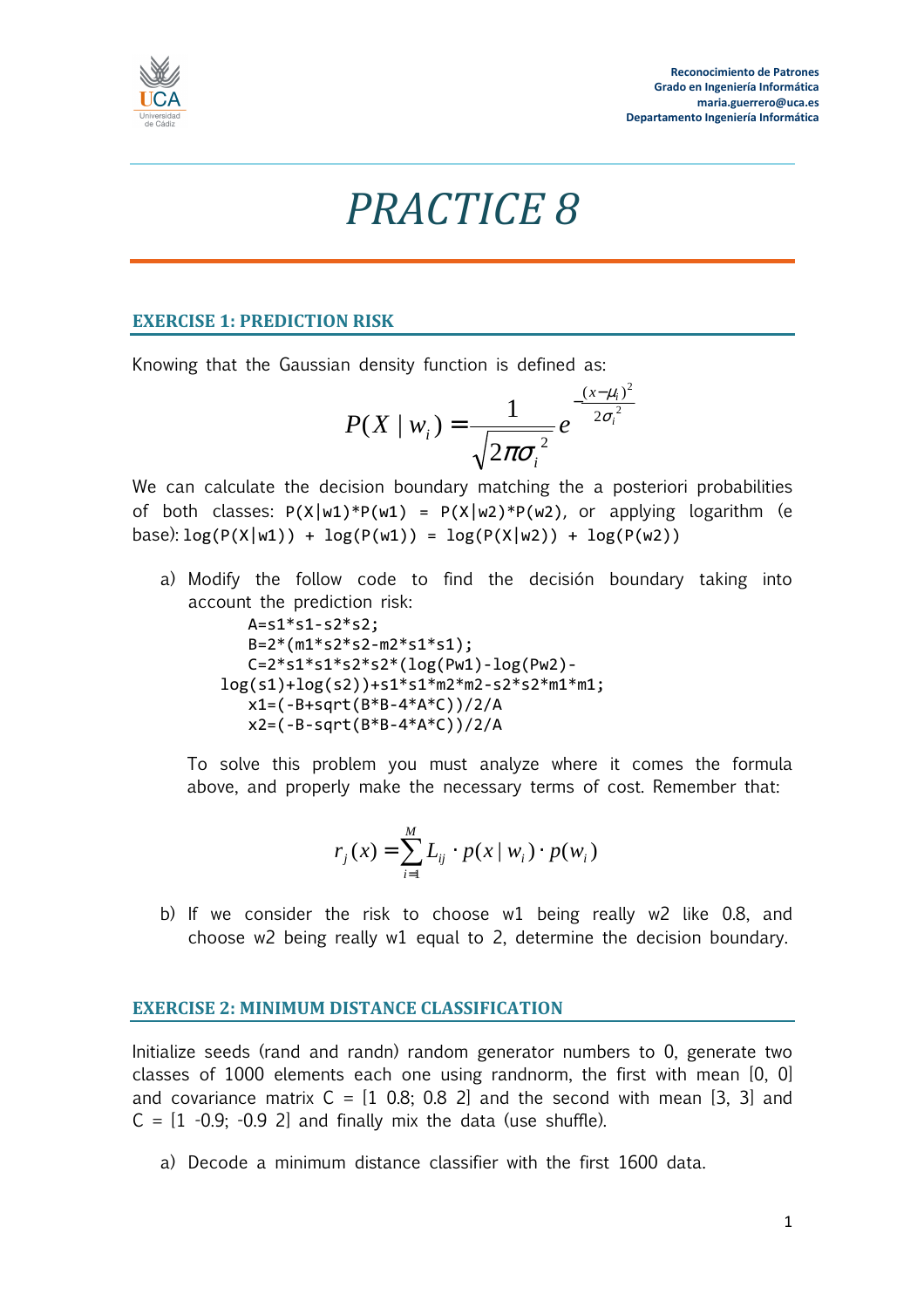# PRACTICE 8

## EXERCISE 1: PREDICTION RISK

Knowing that the Gaussian density function is defined as:

$$P(X \mid w_i) = \frac{1}{\sqrt{2\pi\sigma_i^2}} e^{-\frac{(x-\mu_i)^2}{2\sigma_i^2}}$$

We can calculate the decision boundary matching the a posteriori probabilities of both classes: `P(X|w1)*P(w1) = P(X|w2)*P(w2)`, or applying logarithm (e base): `log(P(X|w1)) + log(P(w1)) = log(P(X|w2)) + log(P(w2))`

a) Modify the follow code to find the decisión boundary taking into account the prediction risk:

```
A=s1*s1-s2*s2;
B=2*(m1*s2*s2-m2*s1*s1);
C=2*s1*s1*s2*s2*(log(Pw1)-log(Pw2)-log(s1)+log(s2))+s1*s1*m2*m2-s2*s2*m1*m1;
x1=(-B+sqrt(B*B-4*A*C))/2/A
x2=(-B-sqrt(B*B-4*A*C))/2/A
```

To solve this problem you must analyze where it comes the formula above, and properly make the necessary terms of cost. Remember that:

$$r_j(x) = \sum_{i=1}^{M} L_{ij} \cdot p(x \mid w_i) \cdot p(w_i)$$

b) If we consider the risk to choose w1 being really w2 like 0.8, and choose w2 being really w1 equal to 2, determine the decision boundary.

## EXERCISE 2: MINIMUM DISTANCE CLASSIFICATION

Initialize seeds (rand and randn) random generator numbers to 0, generate two classes of 1000 elements each one using randnorm, the first with mean [0, 0] and covariance matrix C = [1 0.8; 0.8 2] and the second with mean [3, 3] and C = [1 -0.9; -0.9 2] and finally mix the data (use shuffle).

a) Decode a minimum distance classifier with the first 1600 data.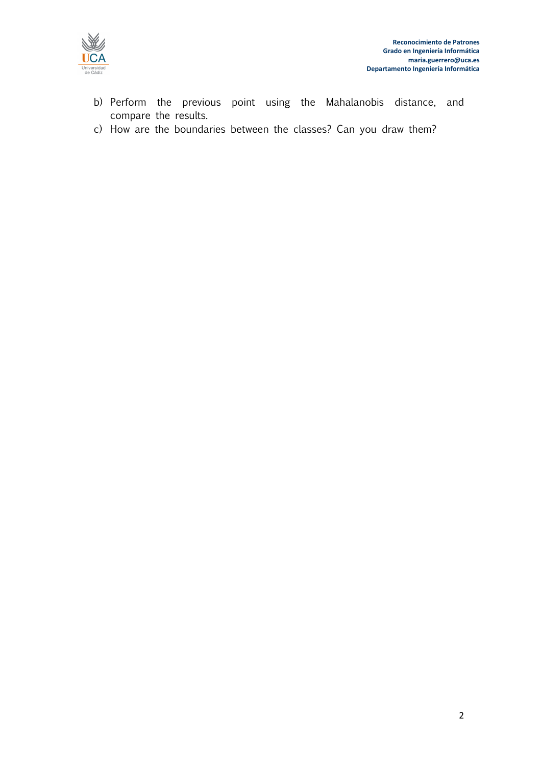b) Perform the previous point using the Mahalanobis distance, and compare the results.
c) How are the boundaries between the classes? Can you draw them?